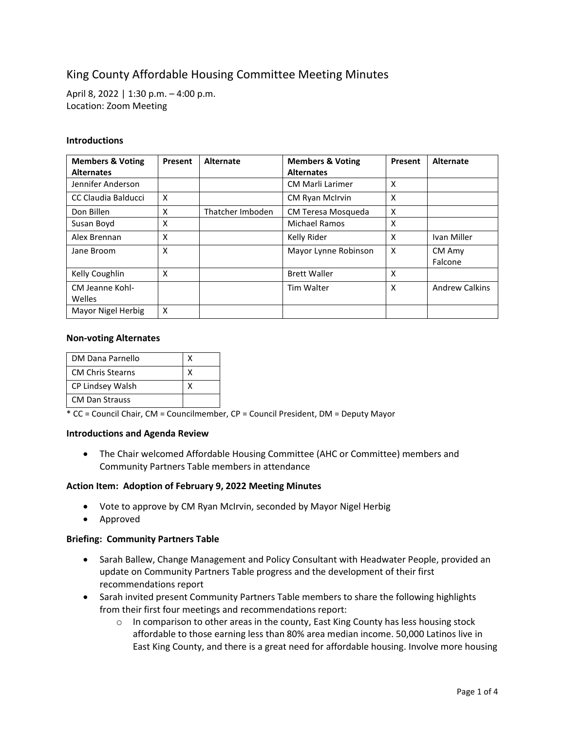# King County Affordable Housing Committee Meeting Minutes

April 8, 2022 | 1:30 p.m. – 4:00 p.m.
Location: Zoom Meeting

### Introductions

| Members & Voting Alternates | Present | Alternate | Members & Voting Alternates | Present | Alternate |
|---|---|---|---|---|---|
| Jennifer Anderson | | | CM Marli Larimer | X | |
| CC Claudia Balducci | X | | CM Ryan McIrvin | X | |
| Don Billen | X | Thatcher Imboden | CM Teresa Mosqueda | X | |
| Susan Boyd | X | | Michael Ramos | X | |
| Alex Brennan | X | | Kelly Rider | X | Ivan Miller |
| Jane Broom | X | | Mayor Lynne Robinson | X | CM Amy Falcone |
| Kelly Coughlin | X | | Brett Waller | X | |
| CM Jeanne Kohl-Welles | | | Tim Walter | X | Andrew Calkins |
| Mayor Nigel Herbig | X | | | | |

### Non-voting Alternates

| | |
|---|---|
| DM Dana Parnello | X |
| CM Chris Stearns | X |
| CP Lindsey Walsh | X |
| CM Dan Strauss | |

* CC = Council Chair, CM = Councilmember, CP = Council President, DM = Deputy Mayor

### Introductions and Agenda Review

- The Chair welcomed Affordable Housing Committee (AHC or Committee) members and Community Partners Table members in attendance

### Action Item: Adoption of February 9, 2022 Meeting Minutes

- Vote to approve by CM Ryan McIrvin, seconded by Mayor Nigel Herbig
- Approved

### Briefing: Community Partners Table

- Sarah Ballew, Change Management and Policy Consultant with Headwater People, provided an update on Community Partners Table progress and the development of their first recommendations report
- Sarah invited present Community Partners Table members to share the following highlights from their first four meetings and recommendations report:
  - In comparison to other areas in the county, East King County has less housing stock affordable to those earning less than 80% area median income. 50,000 Latinos live in East King County, and there is a great need for affordable housing. Involve more housing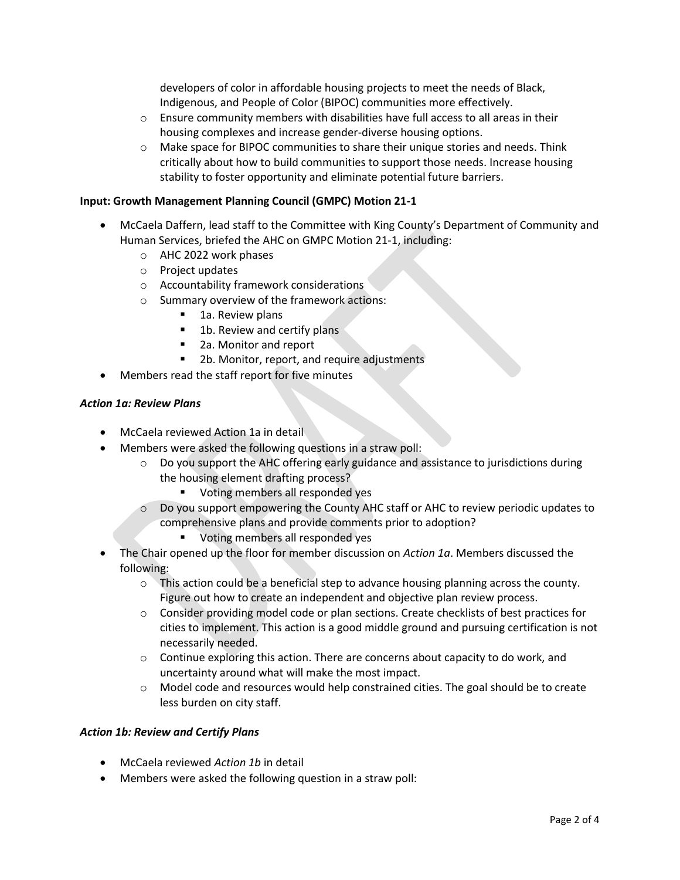developers of color in affordable housing projects to meet the needs of Black, Indigenous, and People of Color (BIPOC) communities more effectively.
  - Ensure community members with disabilities have full access to all areas in their housing complexes and increase gender-diverse housing options.
  - Make space for BIPOC communities to share their unique stories and needs. Think critically about how to build communities to support those needs. Increase housing stability to foster opportunity and eliminate potential future barriers.

**Input: Growth Management Planning Council (GMPC) Motion 21-1**

- McCaela Daffern, lead staff to the Committee with King County's Department of Community and Human Services, briefed the AHC on GMPC Motion 21-1, including:
  - AHC 2022 work phases
  - Project updates
  - Accountability framework considerations
  - Summary overview of the framework actions:
    - 1a. Review plans
    - 1b. Review and certify plans
    - 2a. Monitor and report
    - 2b. Monitor, report, and require adjustments
- Members read the staff report for five minutes

***Action 1a: Review Plans***

- McCaela reviewed Action 1a in detail
- Members were asked the following questions in a straw poll:
  - Do you support the AHC offering early guidance and assistance to jurisdictions during the housing element drafting process?
    - Voting members all responded yes
  - Do you support empowering the County AHC staff or AHC to review periodic updates to comprehensive plans and provide comments prior to adoption?
    - Voting members all responded yes
- The Chair opened up the floor for member discussion on *Action 1a*. Members discussed the following:
  - This action could be a beneficial step to advance housing planning across the county. Figure out how to create an independent and objective plan review process.
  - Consider providing model code or plan sections. Create checklists of best practices for cities to implement. This action is a good middle ground and pursuing certification is not necessarily needed.
  - Continue exploring this action. There are concerns about capacity to do work, and uncertainty around what will make the most impact.
  - Model code and resources would help constrained cities. The goal should be to create less burden on city staff.

***Action 1b: Review and Certify Plans***

- McCaela reviewed *Action 1b* in detail
- Members were asked the following question in a straw poll: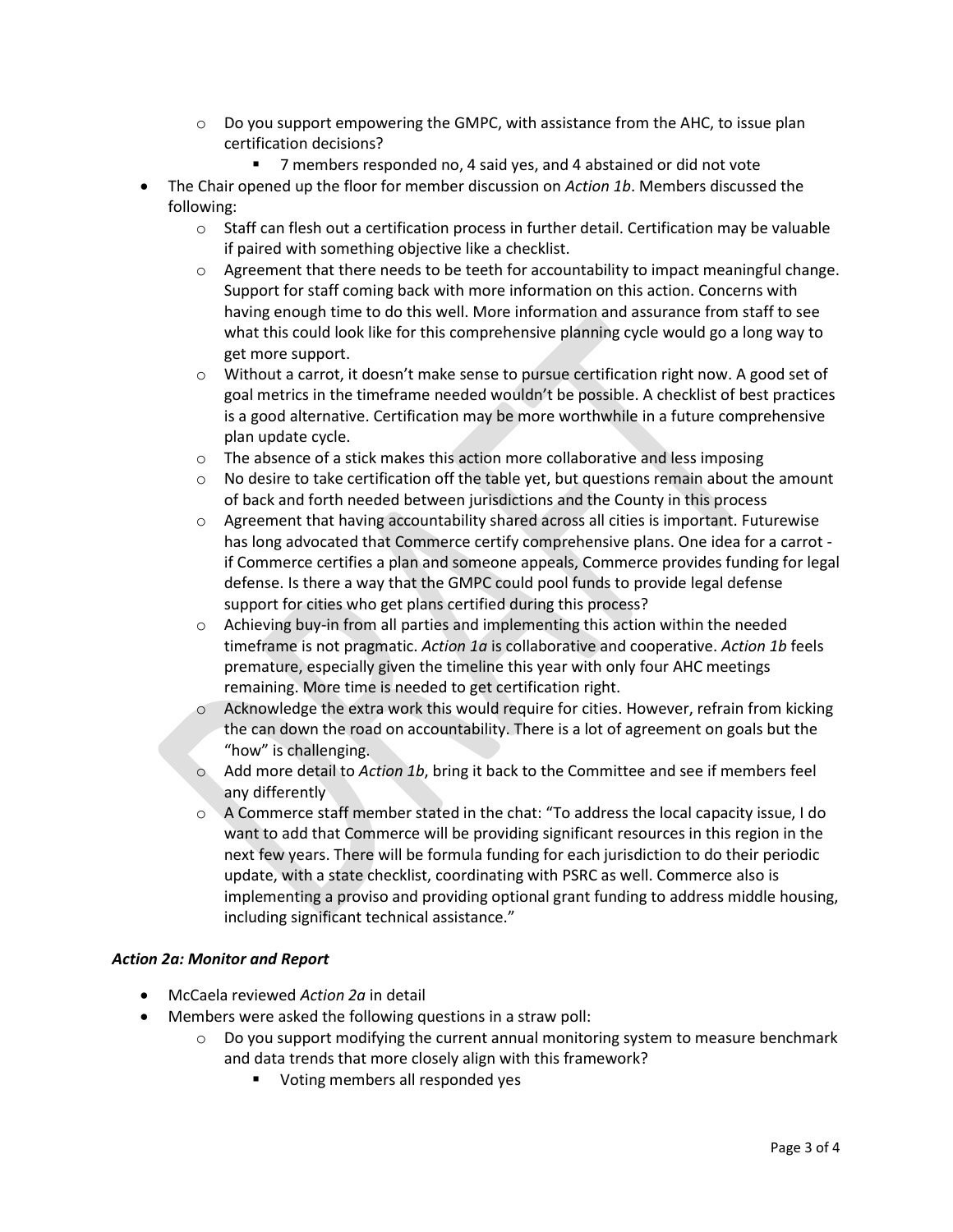- Do you support empowering the GMPC, with assistance from the AHC, to issue plan certification decisions?
  - 7 members responded no, 4 said yes, and 4 abstained or did not vote
- The Chair opened up the floor for member discussion on *Action 1b*. Members discussed the following:
  - Staff can flesh out a certification process in further detail. Certification may be valuable if paired with something objective like a checklist.
  - Agreement that there needs to be teeth for accountability to impact meaningful change. Support for staff coming back with more information on this action. Concerns with having enough time to do this well. More information and assurance from staff to see what this could look like for this comprehensive planning cycle would go a long way to get more support.
  - Without a carrot, it doesn't make sense to pursue certification right now. A good set of goal metrics in the timeframe needed wouldn't be possible. A checklist of best practices is a good alternative. Certification may be more worthwhile in a future comprehensive plan update cycle.
  - The absence of a stick makes this action more collaborative and less imposing
  - No desire to take certification off the table yet, but questions remain about the amount of back and forth needed between jurisdictions and the County in this process
  - Agreement that having accountability shared across all cities is important. Futurewise has long advocated that Commerce certify comprehensive plans. One idea for a carrot - if Commerce certifies a plan and someone appeals, Commerce provides funding for legal defense. Is there a way that the GMPC could pool funds to provide legal defense support for cities who get plans certified during this process?
  - Achieving buy-in from all parties and implementing this action within the needed timeframe is not pragmatic. *Action 1a* is collaborative and cooperative. *Action 1b* feels premature, especially given the timeline this year with only four AHC meetings remaining. More time is needed to get certification right.
  - Acknowledge the extra work this would require for cities. However, refrain from kicking the can down the road on accountability. There is a lot of agreement on goals but the "how" is challenging.
  - Add more detail to *Action 1b*, bring it back to the Committee and see if members feel any differently
  - A Commerce staff member stated in the chat: "To address the local capacity issue, I do want to add that Commerce will be providing significant resources in this region in the next few years. There will be formula funding for each jurisdiction to do their periodic update, with a state checklist, coordinating with PSRC as well. Commerce also is implementing a proviso and providing optional grant funding to address middle housing, including significant technical assistance."

### *Action 2a: Monitor and Report*

- McCaela reviewed *Action 2a* in detail
- Members were asked the following questions in a straw poll:
  - Do you support modifying the current annual monitoring system to measure benchmark and data trends that more closely align with this framework?
    - Voting members all responded yes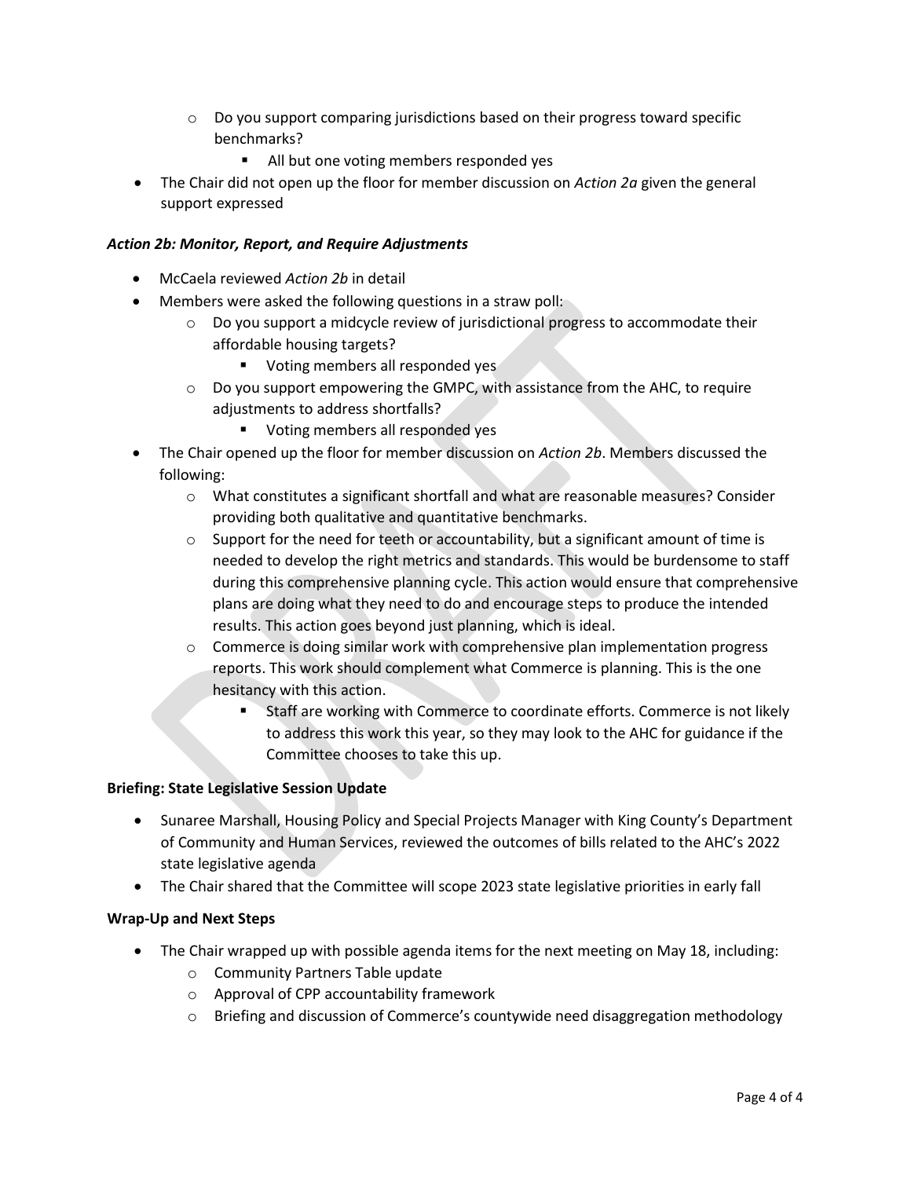- Do you support comparing jurisdictions based on their progress toward specific benchmarks?
        - All but one voting members responded yes
- The Chair did not open up the floor for member discussion on *Action 2a* given the general support expressed

***Action 2b: Monitor, Report, and Require Adjustments***

- McCaela reviewed *Action 2b* in detail
- Members were asked the following questions in a straw poll:
    - Do you support a midcycle review of jurisdictional progress to accommodate their affordable housing targets?
        - Voting members all responded yes
    - Do you support empowering the GMPC, with assistance from the AHC, to require adjustments to address shortfalls?
        - Voting members all responded yes
- The Chair opened up the floor for member discussion on *Action 2b*. Members discussed the following:
    - What constitutes a significant shortfall and what are reasonable measures? Consider providing both qualitative and quantitative benchmarks.
    - Support for the need for teeth or accountability, but a significant amount of time is needed to develop the right metrics and standards. This would be burdensome to staff during this comprehensive planning cycle. This action would ensure that comprehensive plans are doing what they need to do and encourage steps to produce the intended results. This action goes beyond just planning, which is ideal.
    - Commerce is doing similar work with comprehensive plan implementation progress reports. This work should complement what Commerce is planning. This is the one hesitancy with this action.
        - Staff are working with Commerce to coordinate efforts. Commerce is not likely to address this work this year, so they may look to the AHC for guidance if the Committee chooses to take this up.

**Briefing: State Legislative Session Update**

- Sunaree Marshall, Housing Policy and Special Projects Manager with King County's Department of Community and Human Services, reviewed the outcomes of bills related to the AHC's 2022 state legislative agenda
- The Chair shared that the Committee will scope 2023 state legislative priorities in early fall

**Wrap-Up and Next Steps**

- The Chair wrapped up with possible agenda items for the next meeting on May 18, including:
    - Community Partners Table update
    - Approval of CPP accountability framework
    - Briefing and discussion of Commerce's countywide need disaggregation methodology